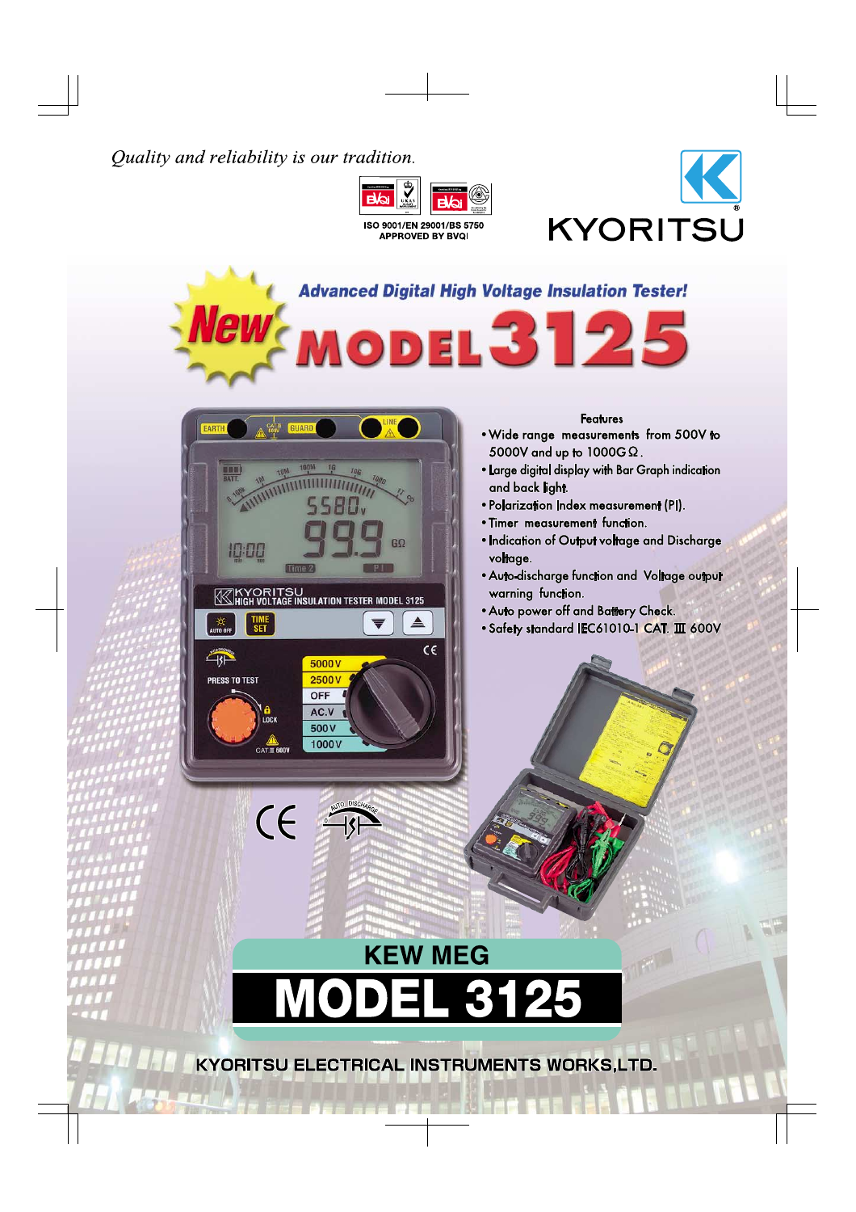*Quality and reliability is our tradition.*

ISO 9001/EN 29001/BS 5750
APPROVED BY BVQI

KYORITSU

## Advanced Digital High Voltage Insulation Tester!

# New MODEL 3125

### Features

- Wide range measurements from 500V to 5000V and up to 1000GΩ.
- Large digital display with Bar Graph indication and back light.
- Polarization Index measurement (PI).
- Timer measurement function.
- Indication of Output voltage and Discharge voltage.
- Auto-discharge function and Voltage output warning function.
- Auto power off and Battery Check.
- Safety standard IEC61010-1 CAT. III 600V

# KEW MEG
# MODEL 3125

KYORITSU ELECTRICAL INSTRUMENTS WORKS,LTD.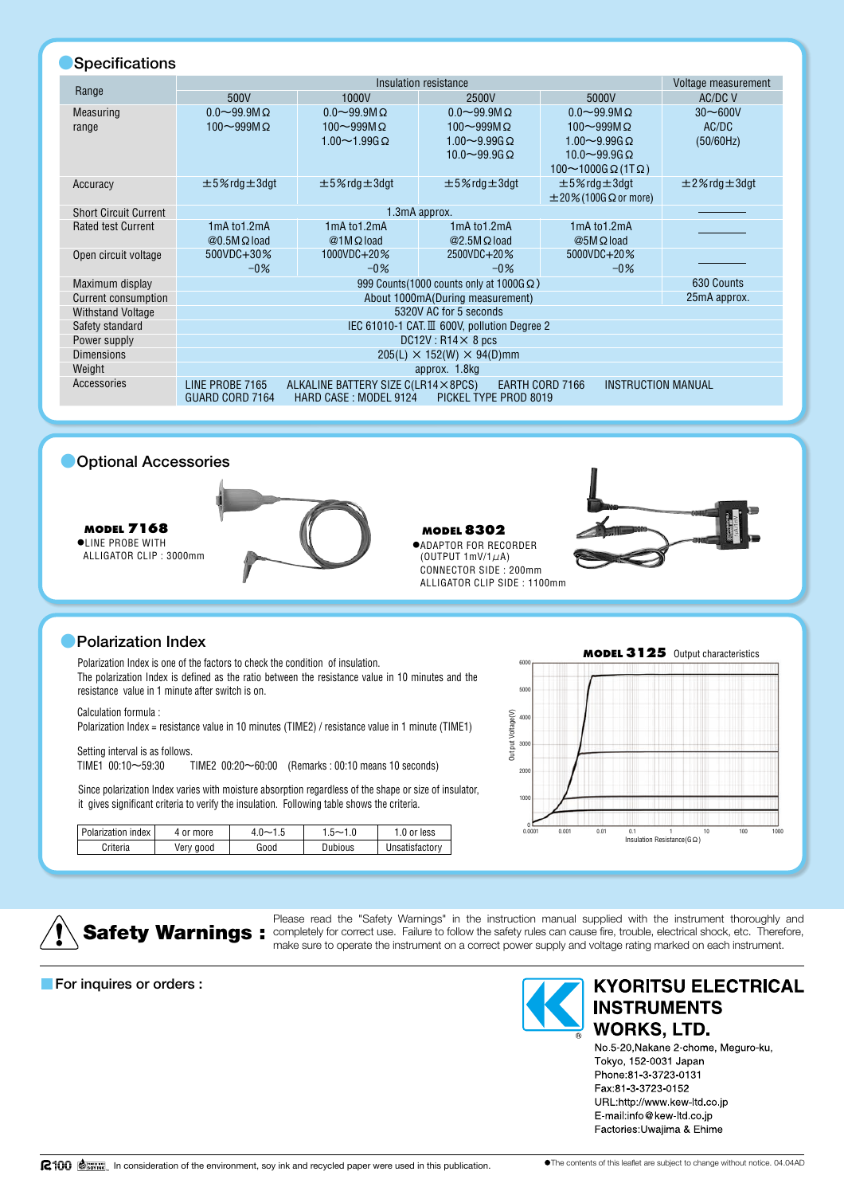## Specifications

| Range | Insulation resistance | | | | Voltage measurement |
|---|---|---|---|---|---|
| | 500V | 1000V | 2500V | 5000V | AC/DC V |
| Measuring range | 0.0〜99.9MΩ<br>100〜999MΩ | 0.0〜99.9MΩ<br>100〜999MΩ<br>1.00〜1.99GΩ | 0.0〜99.9MΩ<br>100〜999MΩ<br>1.00〜9.99GΩ<br>10.0〜99.9GΩ | 0.0〜99.9MΩ<br>100〜999MΩ<br>1.00〜9.99GΩ<br>10.0〜99.9GΩ<br>100〜1000GΩ(1TΩ) | 30〜600V<br>AC/DC<br>(50/60Hz) |
| Accuracy | ±5%rdg±3dgt | ±5%rdg±3dgt | ±5%rdg±3dgt | ±5%rdg±3dgt<br>±20%(100GΩ or more) | ±2%rdg±3dgt |
| Short Circuit Current | 1.3mA approx. | | | | ——— |
| Rated test Current | 1mA to1.2mA<br>@0.5MΩload | 1mA to1.2mA<br>@1MΩload | 1mA to1.2mA<br>@2.5MΩload | 1mA to1.2mA<br>@5MΩload | ——— |
| Open circuit voltage | 500VDC+30%<br>−0% | 1000VDC+20%<br>−0% | 2500VDC+20%<br>−0% | 5000VDC+20%<br>−0% | ——— |
| Maximum display | 999 Counts(1000 counts only at 1000GΩ) | | | | 630 Counts |
| Current consumption | About 1000mA(During measurement) | | | | 25mA approx. |
| Withstand Voltage | 5320V AC for 5 seconds | | | | |
| Safety standard | IEC 61010-1 CAT.Ⅲ 600V, pollution Degree 2 | | | | |
| Power supply | DC12V : R14× 8 pcs | | | | |
| Dimensions | 205(L) × 152(W) × 94(D)mm | | | | |
| Weight | approx. 1.8kg | | | | |
| Accessories | LINE PROBE 7165　ALKALINE BATTERY SIZE C(LR14×8PCS)　EARTH CORD 7166　INSTRUCTION MANUAL<br>GUARD CORD 7164　HARD CASE : MODEL 9124　PICKEL TYPE PROD 8019 | | | | |

## Optional Accessories

**MODEL 7168**
- LINE PROBE WITH ALLIGATOR CLIP : 3000mm

**MODEL 8302**
- ADAPTOR FOR RECORDER (OUTPUT 1mV/1μA)
  CONNECTOR SIDE : 200mm
  ALLIGATOR CLIP SIDE : 1100mm

## Polarization Index

Polarization Index is one of the factors to check the condition of insulation.
The polarization Index is defined as the ratio between the resistance value in 10 minutes and the resistance value in 1 minute after switch is on.

Calculation formula :
Polarization Index = resistance value in 10 minutes (TIME2) / resistance value in 1 minute (TIME1)

Setting interval is as follows.
TIME1 00:10〜59:30　　TIME2 00:20〜60:00　(Remarks : 00:10 means 10 seconds)

Since polarization Index varies with moisture absorption regardless of the shape or size of insulator, it gives significant criteria to verify the insulation. Following table shows the criteria.

| Polarization index | 4 or more | 4.0〜1.5 | 1.5〜1.0 | 1.0 or less |
|---|---|---|---|---|
| Criteria | Very good | Good | Dubious | Unsatisfactory |

**MODEL 3125** Output characteristics

Out put Voltage(V)
6000
5000
4000
3000
2000
1000
0
0.0001 0.001 0.01 0.1 1 10 100 1000
Insulation Resistance(GΩ)

**Safety Warnings :** Please read the "Safety Warnings" in the instruction manual supplied with the instrument thoroughly and completely for correct use. Failure to follow the safety rules can cause fire, trouble, electrical shock, etc. Therefore, make sure to operate the instrument on a correct power supply and voltage rating marked on each instrument.

For inquires or orders :

**KYORITSU ELECTRICAL INSTRUMENTS WORKS, LTD.**
No.5-20,Nakane 2-chome, Meguro-ku,
Tokyo, 152-0031 Japan
Phone:81-3-3723-0131
Fax:81-3-3723-0152
URL:http://www.kew-ltd.co.jp
E-mail:info@kew-ltd.co.jp
Factories:Uwajima & Ehime

R100 In consideration of the environment, soy ink and recycled paper were used in this publication.

●The contents of this leaflet are subject to change without notice. 04.04AD